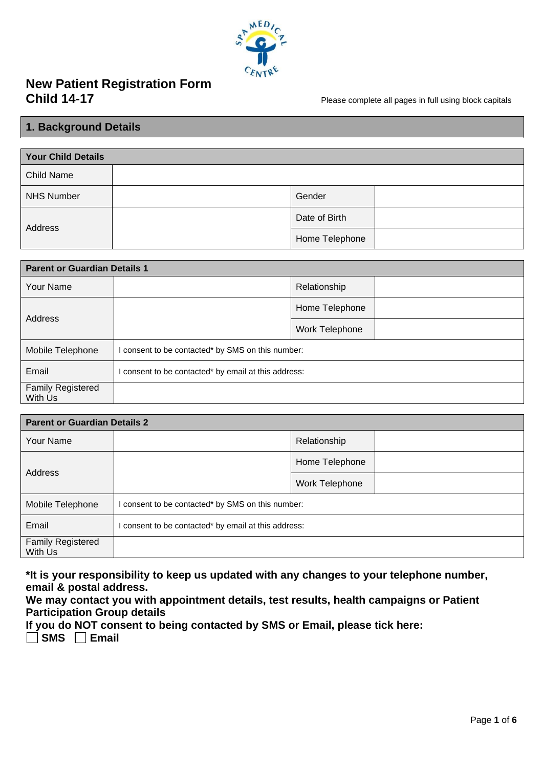# New Patient Registration Form
## Child 14-17

Please complete all pages in full using block capitals

## 1. Background Details

| Your Child Details | | | |
|---|---|---|---|
| Child Name | | | |
| NHS Number | | Gender | |
| Address | | Date of Birth | |
| | | Home Telephone | |

| Parent or Guardian Details 1 | | | |
|---|---|---|---|
| Your Name | | Relationship | |
| Address | | Home Telephone | |
| | | Work Telephone | |
| Mobile Telephone | I consent to be contacted* by SMS on this number: | | |
| Email | I consent to be contacted* by email at this address: | | |
| Family Registered With Us | | | |

| Parent or Guardian Details 2 | | | |
|---|---|---|---|
| Your Name | | Relationship | |
| Address | | Home Telephone | |
| | | Work Telephone | |
| Mobile Telephone | I consent to be contacted* by SMS on this number: | | |
| Email | I consent to be contacted* by email at this address: | | |
| Family Registered With Us | | | |

**\*It is your responsibility to keep us updated with any changes to your telephone number, email & postal address.**
**We may contact you with appointment details, test results, health campaigns or Patient Participation Group details**
**If you do NOT consent to being contacted by SMS or Email, please tick here:**
☐ **SMS** ☐ **Email**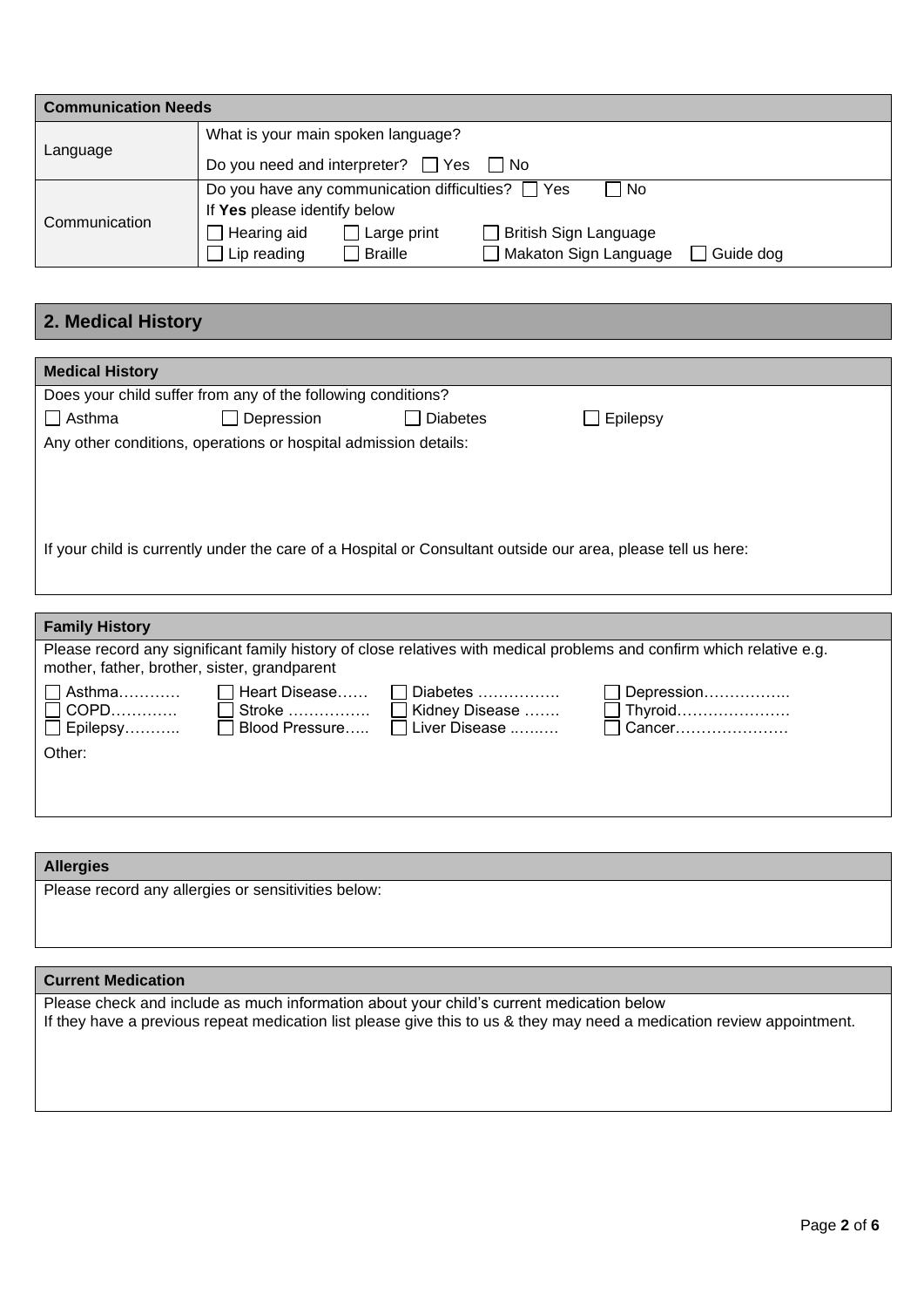| Communication Needs | |
|---|---|
| Language | What is your main spoken language?<br>Do you need and interpreter? ☐ Yes ☐ No |
| Communication | Do you have any communication difficulties? ☐ Yes ☐ No<br>If **Yes** please identify below<br>☐ Hearing aid ☐ Large print ☐ British Sign Language<br>☐ Lip reading ☐ Braille ☐ Makaton Sign Language ☐ Guide dog |

## 2. Medical History

### Medical History

Does your child suffer from any of the following conditions?

☐ Asthma ☐ Depression ☐ Diabetes ☐ Epilepsy

Any other conditions, operations or hospital admission details:

If your child is currently under the care of a Hospital or Consultant outside our area, please tell us here:

### Family History

Please record any significant family history of close relatives with medical problems and confirm which relative e.g. mother, father, brother, sister, grandparent

| | | | |
|---|---|---|---|
| ☐ Asthma………… | ☐ Heart Disease…… | ☐ Diabetes ……………. | ☐ Depression…………….. |
| ☐ COPD…….…… | ☐ Stroke ……………. | ☐ Kidney Disease ……. | ☐ Thyroid…………………. |
| ☐ Epilepsy……….. | ☐ Blood Pressure….. | ☐ Liver Disease ..…..…. | ☐ Cancer…………………. |

Other:

### Allergies

Please record any allergies or sensitivities below:

### Current Medication

Please check and include as much information about your child's current medication below
If they have a previous repeat medication list please give this to us & they may need a medication review appointment.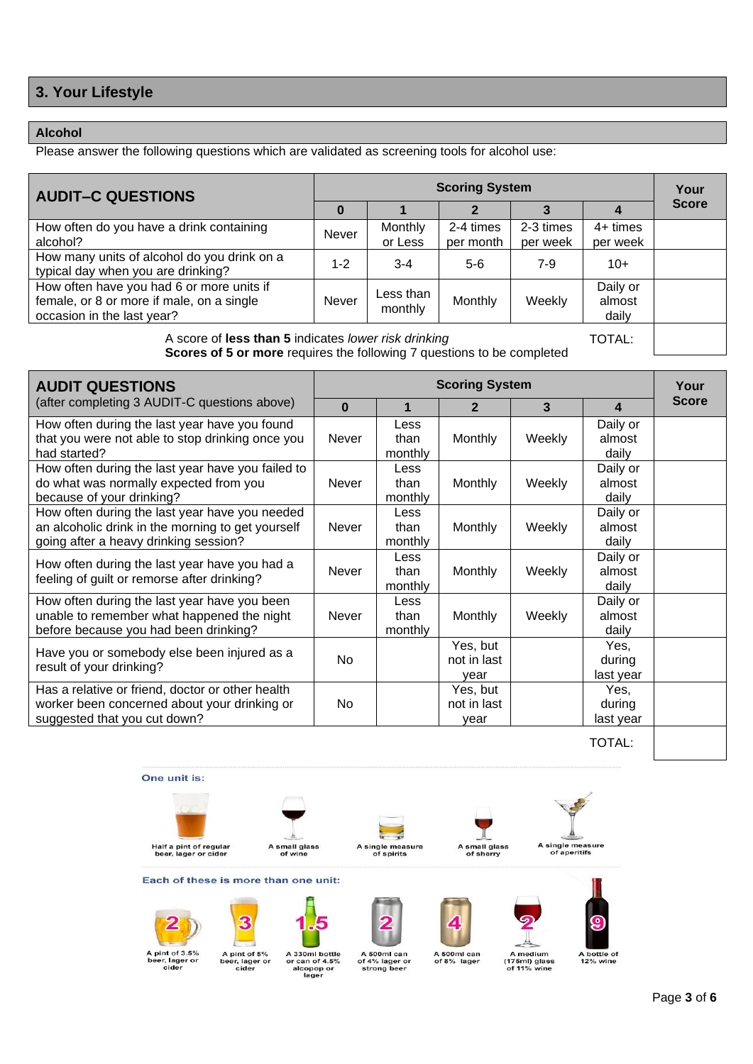## 3. Your Lifestyle

### Alcohol

Please answer the following questions which are validated as screening tools for alcohol use:

| AUDIT–C QUESTIONS | Scoring System | | | | | Your Score |
|---|---|---|---|---|---|---|
| | 0 | 1 | 2 | 3 | 4 | |
| How often do you have a drink containing alcohol? | Never | Monthly or Less | 2-4 times per month | 2-3 times per week | 4+ times per week | |
| How many units of alcohol do you drink on a typical day when you are drinking? | 1-2 | 3-4 | 5-6 | 7-9 | 10+ | |
| How often have you had 6 or more units if female, or 8 or more if male, on a single occasion in the last year? | Never | Less than monthly | Monthly | Weekly | Daily or almost daily | |
| | | | | | TOTAL: | |

A score of **less than 5** indicates *lower risk drinking*
**Scores of 5 or more** requires the following 7 questions to be completed

| AUDIT QUESTIONS (after completing 3 AUDIT-C questions above) | Scoring System | | | | | Your Score |
|---|---|---|---|---|---|---|
| | 0 | 1 | 2 | 3 | 4 | |
| How often during the last year have you found that you were not able to stop drinking once you had started? | Never | Less than monthly | Monthly | Weekly | Daily or almost daily | |
| How often during the last year have you failed to do what was normally expected from you because of your drinking? | Never | Less than monthly | Monthly | Weekly | Daily or almost daily | |
| How often during the last year have you needed an alcoholic drink in the morning to get yourself going after a heavy drinking session? | Never | Less than monthly | Monthly | Weekly | Daily or almost daily | |
| How often during the last year have you had a feeling of guilt or remorse after drinking? | Never | Less than monthly | Monthly | Weekly | Daily or almost daily | |
| How often during the last year have you been unable to remember what happened the night before because you had been drinking? | Never | Less than monthly | Monthly | Weekly | Daily or almost daily | |
| Have you or somebody else been injured as a result of your drinking? | No | | Yes, but not in last year | | Yes, during last year | |
| Has a relative or friend, doctor or other health worker been concerned about your drinking or suggested that you cut down? | No | | Yes, but not in last year | | Yes, during last year | |
| | | | | | TOTAL: | |

**One unit is:**

- Half a pint of regular beer, lager or cider
- A small glass of wine
- A single measure of spirits
- A small glass of sherry
- A single measure of aperitifs

**Each of these is more than one unit:**

- 2 – A pint of 3.5% beer, lager or cider
- 3 – A pint of 5% beer, lager or cider
- 1.5 – A 330ml bottle or can of 4.5% alcopop or lager
- 2 – A 500ml can of 4% lager or strong beer
- 4 – A 500ml can of 8% lager
- 2 – A medium (175ml) glass of 11% wine
- 9 – A bottle of 12% wine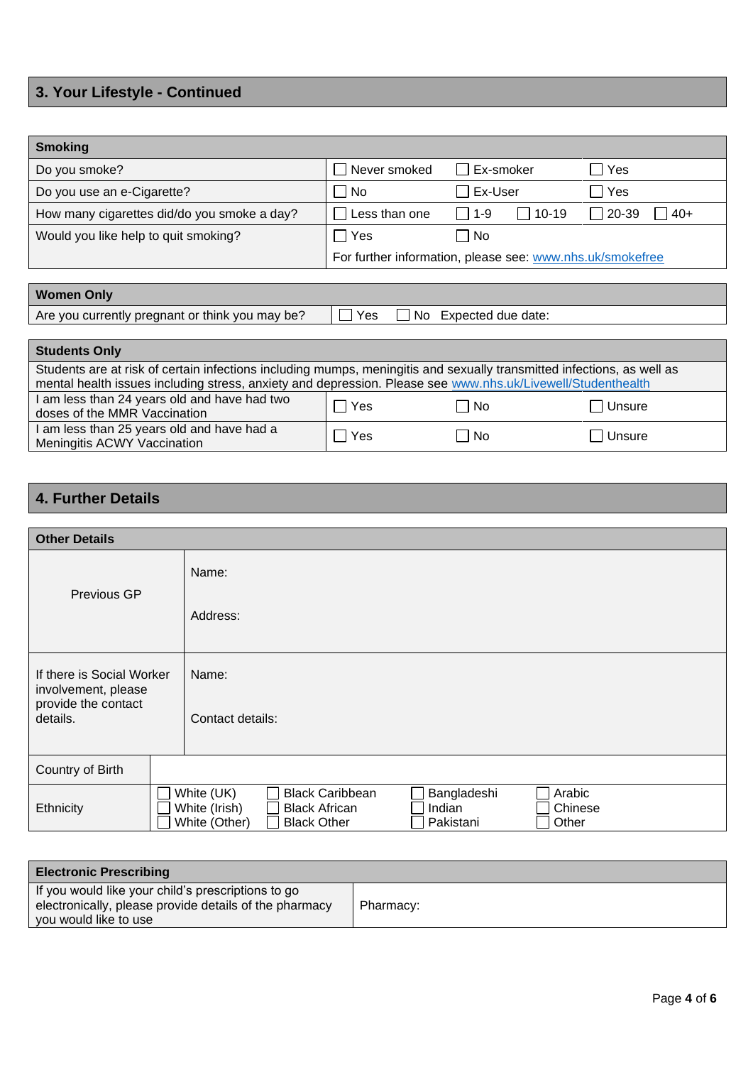## 3. Your Lifestyle - Continued

| Smoking | | | | |
|---|---|---|---|---|
| Do you smoke? | ☐ Never smoked | ☐ Ex-smoker | ☐ Yes | |
| Do you use an e-Cigarette? | ☐ No | ☐ Ex-User | ☐ Yes | |
| How many cigarettes did/do you smoke a day? | ☐ Less than one | ☐ 1-9 ☐ 10-19 | ☐ 20-39 | ☐ 40+ |
| Would you like help to quit smoking? | ☐ Yes | ☐ No | | |
| | For further information, please see: www.nhs.uk/smokefree | | | |

| Women Only | |
|---|---|
| Are you currently pregnant or think you may be? | ☐ Yes ☐ No Expected due date: |

| Students Only | | | |
|---|---|---|---|
| Students are at risk of certain infections including mumps, meningitis and sexually transmitted infections, as well as mental health issues including stress, anxiety and depression. Please see www.nhs.uk/Livewell/Studenthealth | | | |
| I am less than 24 years old and have had two doses of the MMR Vaccination | ☐ Yes | ☐ No | ☐ Unsure |
| I am less than 25 years old and have had a Meningitis ACWY Vaccination | ☐ Yes | ☐ No | ☐ Unsure |

## 4. Further Details

| Other Details | | | | |
|---|---|---|---|---|
| Previous GP | Name:<br><br>Address: | | | |
| If there is Social Worker involvement, please provide the contact details. | Name:<br><br>Contact details: | | | |
| Country of Birth | | | | |
| Ethnicity | ☐ White (UK)<br>☐ White (Irish)<br>☐ White (Other) | ☐ Black Caribbean<br>☐ Black African<br>☐ Black Other | ☐ Bangladeshi<br>☐ Indian<br>☐ Pakistani | ☐ Arabic<br>☐ Chinese<br>☐ Other |

| Electronic Prescribing | |
|---|---|
| If you would like your child's prescriptions to go electronically, please provide details of the pharmacy you would like to use | Pharmacy: |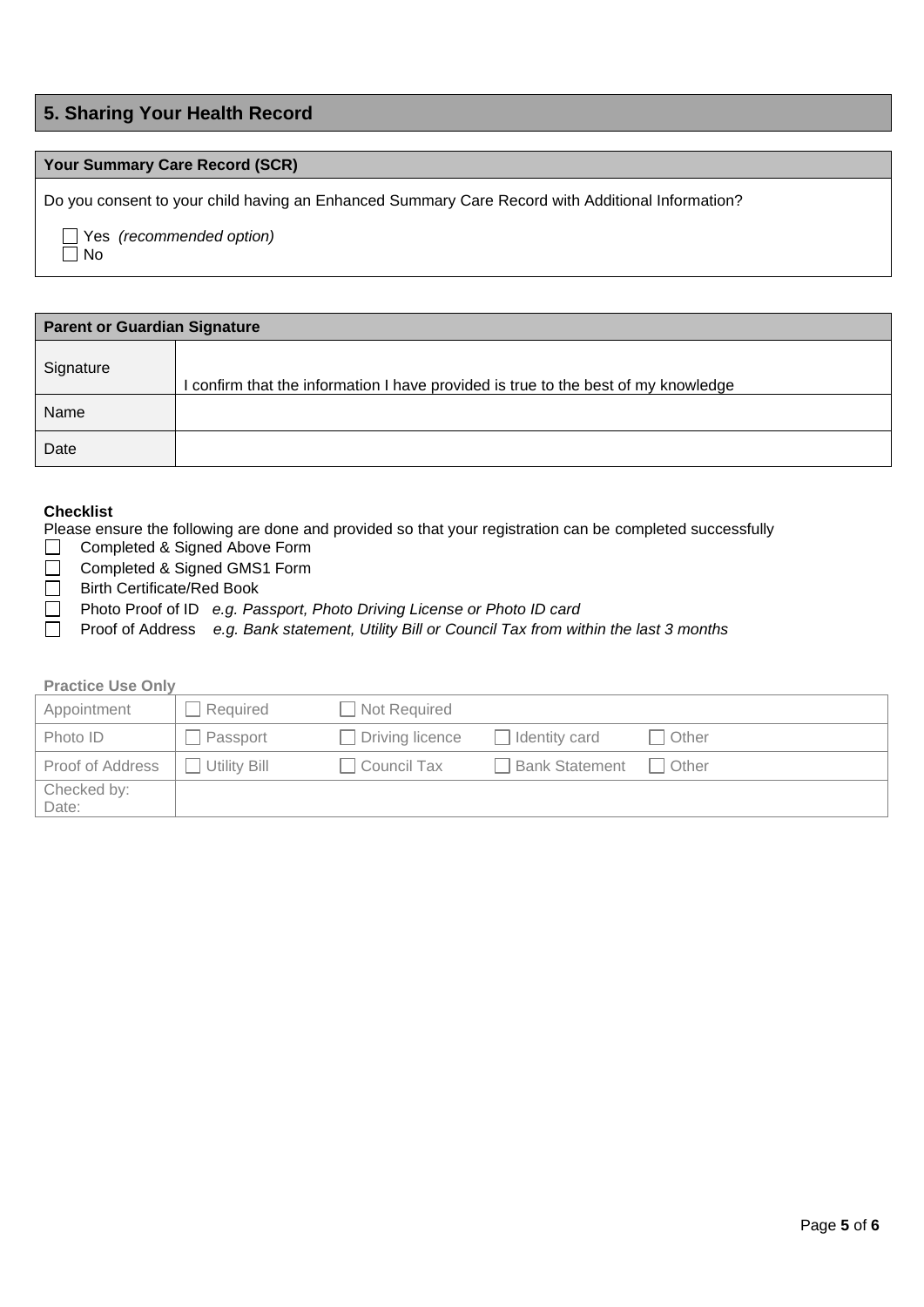## 5. Sharing Your Health Record

### Your Summary Care Record (SCR)

Do you consent to your child having an Enhanced Summary Care Record with Additional Information?

☐ Yes *(recommended option)*
☐ No

| Parent or Guardian Signature | |
|---|---|
| Signature | I confirm that the information I have provided is true to the best of my knowledge |
| Name | |
| Date | |

**Checklist**

Please ensure the following are done and provided so that your registration can be completed successfully

☐ Completed & Signed Above Form
☐ Completed & Signed GMS1 Form
☐ Birth Certificate/Red Book
☐ Photo Proof of ID *e.g. Passport, Photo Driving License or Photo ID card*
☐ Proof of Address *e.g. Bank statement, Utility Bill or Council Tax from within the last 3 months*

**Practice Use Only**

| | | | | |
|---|---|---|---|---|
| Appointment | ☐ Required | ☐ Not Required | | |
| Photo ID | ☐ Passport | ☐ Driving licence | ☐ Identity card | ☐ Other |
| Proof of Address | ☐ Utility Bill | ☐ Council Tax | ☐ Bank Statement | ☐ Other |
| Checked by:<br>Date: | | | | |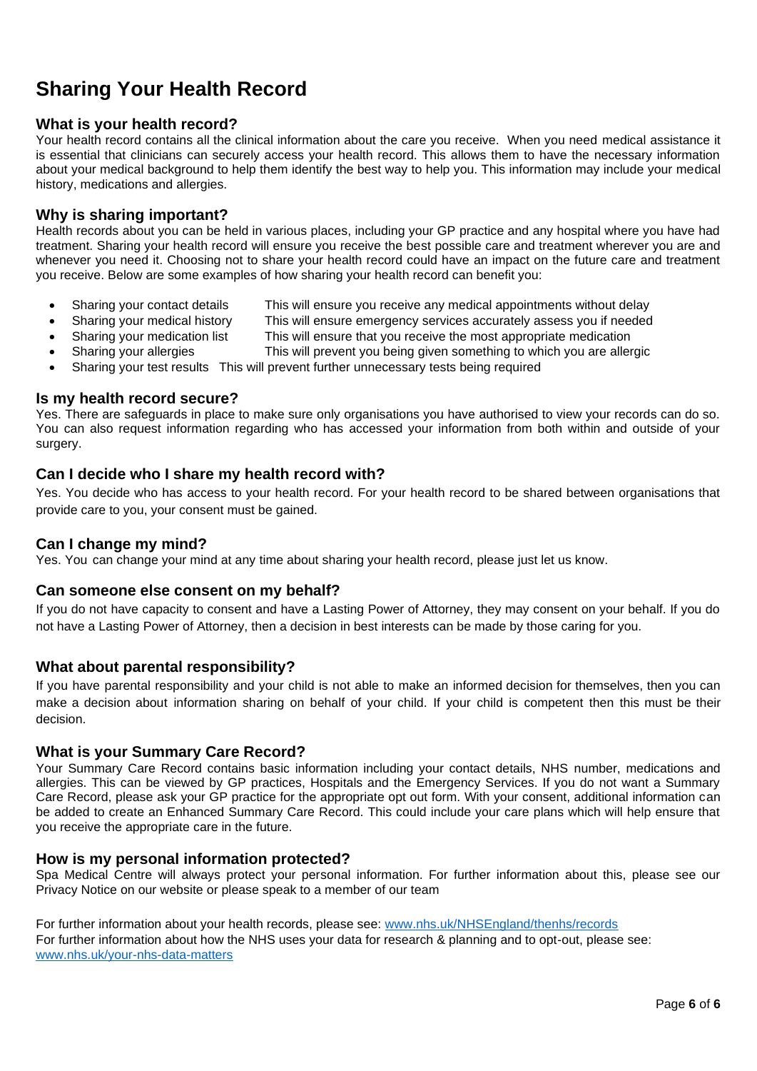# Sharing Your Health Record

## What is your health record?

Your health record contains all the clinical information about the care you receive. When you need medical assistance it is essential that clinicians can securely access your health record. This allows them to have the necessary information about your medical background to help them identify the best way to help you. This information may include your medical history, medications and allergies.

## Why is sharing important?

Health records about you can be held in various places, including your GP practice and any hospital where you have had treatment. Sharing your health record will ensure you receive the best possible care and treatment wherever you are and whenever you need it. Choosing not to share your health record could have an impact on the future care and treatment you receive. Below are some examples of how sharing your health record can benefit you:

- Sharing your contact details — This will ensure you receive any medical appointments without delay
- Sharing your medical history — This will ensure emergency services accurately assess you if needed
- Sharing your medication list — This will ensure that you receive the most appropriate medication
- Sharing your allergies — This will prevent you being given something to which you are allergic
- Sharing your test results — This will prevent further unnecessary tests being required

## Is my health record secure?

Yes. There are safeguards in place to make sure only organisations you have authorised to view your records can do so. You can also request information regarding who has accessed your information from both within and outside of your surgery.

## Can I decide who I share my health record with?

Yes. You decide who has access to your health record. For your health record to be shared between organisations that provide care to you, your consent must be gained.

## Can I change my mind?

Yes. You can change your mind at any time about sharing your health record, please just let us know.

## Can someone else consent on my behalf?

If you do not have capacity to consent and have a Lasting Power of Attorney, they may consent on your behalf. If you do not have a Lasting Power of Attorney, then a decision in best interests can be made by those caring for you.

## What about parental responsibility?

If you have parental responsibility and your child is not able to make an informed decision for themselves, then you can make a decision about information sharing on behalf of your child. If your child is competent then this must be their decision.

## What is your Summary Care Record?

Your Summary Care Record contains basic information including your contact details, NHS number, medications and allergies. This can be viewed by GP practices, Hospitals and the Emergency Services. If you do not want a Summary Care Record, please ask your GP practice for the appropriate opt out form. With your consent, additional information can be added to create an Enhanced Summary Care Record. This could include your care plans which will help ensure that you receive the appropriate care in the future.

## How is my personal information protected?

Spa Medical Centre will always protect your personal information. For further information about this, please see our Privacy Notice on our website or please speak to a member of our team

For further information about your health records, please see: [www.nhs.uk/NHSEngland/thenhs/records](www.nhs.uk/NHSEngland/thenhs/records)
For further information about how the NHS uses your data for research & planning and to opt-out, please see: [www.nhs.uk/your-nhs-data-matters](www.nhs.uk/your-nhs-data-matters)